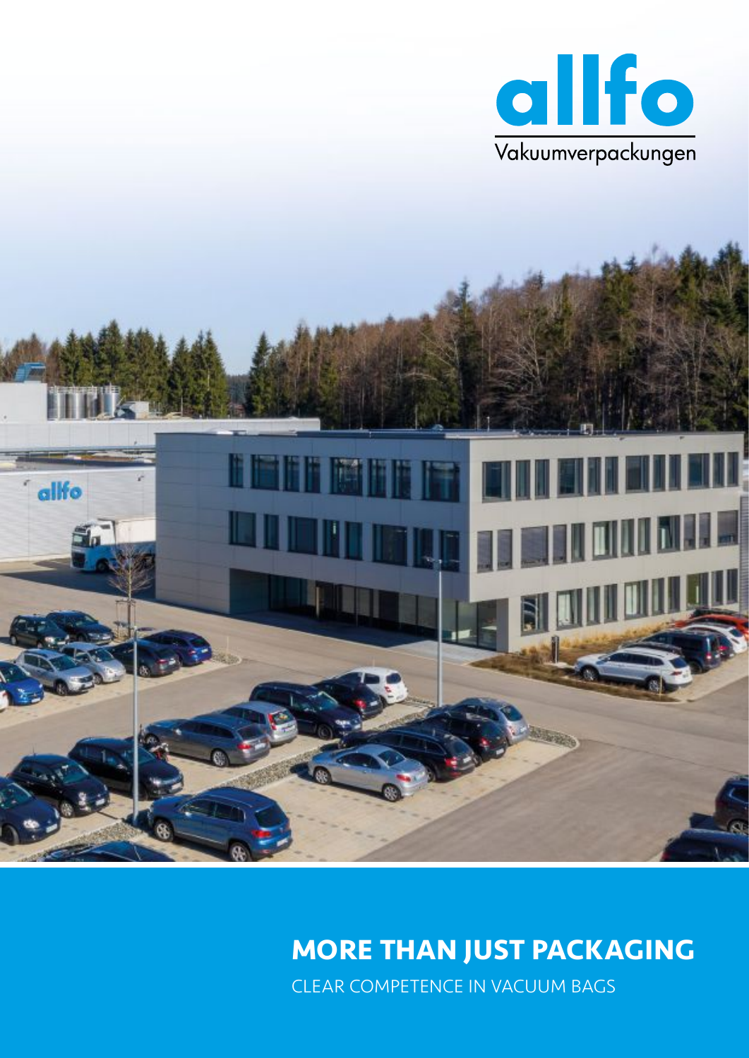allfo

Vakuumverpackungen

# MORE THAN JUST PACKAGING

CLEAR COMPETENCE IN VACUUM BAGS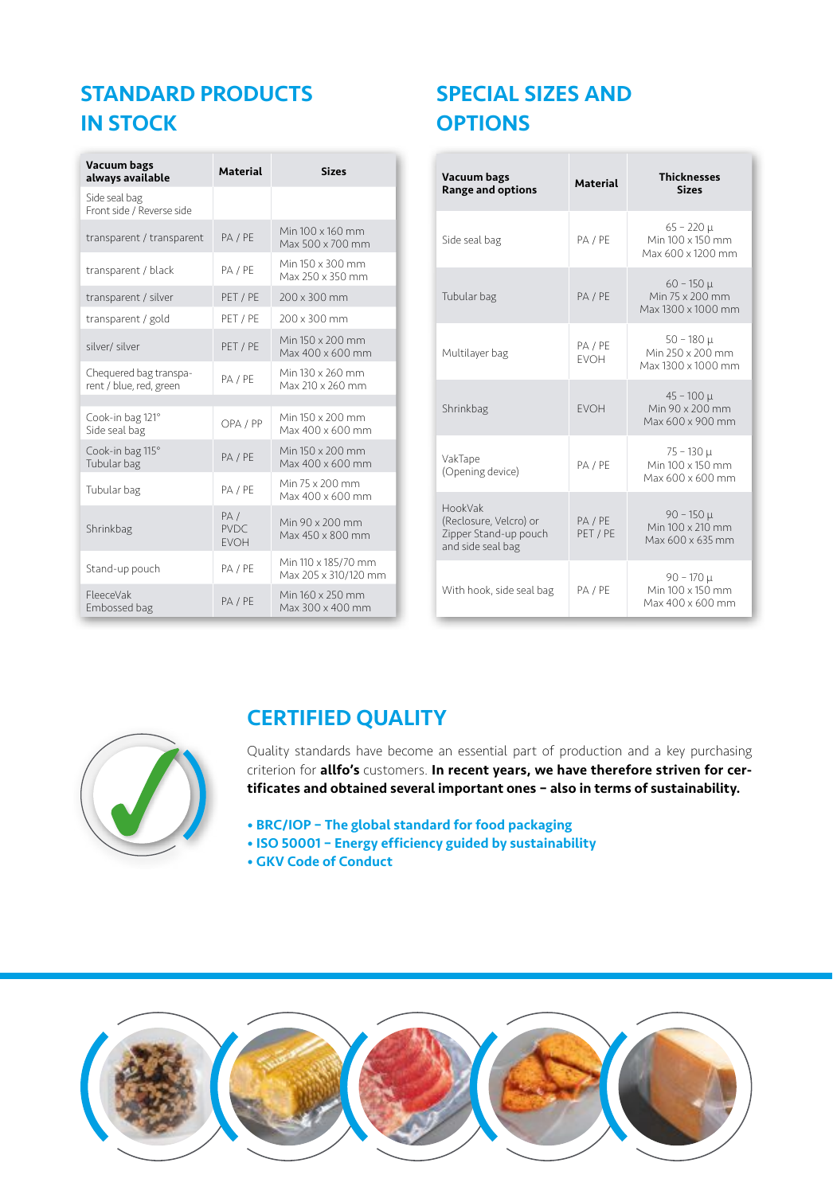## STANDARD PRODUCTS IN STOCK

| Vacuum bags always available | Material | Sizes |
|---|---|---|
| Side seal bag Front side / Reverse side | | |
| transparent / transparent | PA / PE | Min 100 x 160 mm Max 500 x 700 mm |
| transparent / black | PA / PE | Min 150 x 300 mm Max 250 x 350 mm |
| transparent / silver | PET / PE | 200 x 300 mm |
| transparent / gold | PET / PE | 200 x 300 mm |
| silver/ silver | PET / PE | Min 150 x 200 mm Max 400 x 600 mm |
| Chequered bag transparent / blue, red, green | PA / PE | Min 130 x 260 mm Max 210 x 260 mm |
| Cook-in bag 121° Side seal bag | OPA / PP | Min 150 x 200 mm Max 400 x 600 mm |
| Cook-in bag 115° Tubular bag | PA / PE | Min 150 x 200 mm Max 400 x 600 mm |
| Tubular bag | PA / PE | Min 75 x 200 mm Max 400 x 600 mm |
| Shrinkbag | PA / PVDC EVOH | Min 90 x 200 mm Max 450 x 800 mm |
| Stand-up pouch | PA / PE | Min 110 x 185/70 mm Max 205 x 310/120 mm |
| FleeceVak Embossed bag | PA / PE | Min 160 x 250 mm Max 300 x 400 mm |

## SPECIAL SIZES AND OPTIONS

| Vacuum bags Range and options | Material | Thicknesses Sizes |
|---|---|---|
| Side seal bag | PA / PE | 65 – 220 µ Min 100 x 150 mm Max 600 x 1200 mm |
| Tubular bag | PA / PE | 60 – 150 µ Min 75 x 200 mm Max 1300 x 1000 mm |
| Multilayer bag | PA / PE EVOH | 50 – 180 µ Min 250 x 200 mm Max 1300 x 1000 mm |
| Shrinkbag | EVOH | 45 – 100 µ Min 90 x 200 mm Max 600 x 900 mm |
| VakTape (Opening device) | PA / PE | 75 – 130 µ Min 100 x 150 mm Max 600 x 600 mm |
| HookVak (Reclosure, Velcro) or Zipper Stand-up pouch and side seal bag | PA / PE PET / PE | 90 – 150 µ Min 100 x 210 mm Max 600 x 635 mm |
| With hook, side seal bag | PA / PE | 90 – 170 µ Min 100 x 150 mm Max 400 x 600 mm |

## CERTIFIED QUALITY

Quality standards have become an essential part of production and a key purchasing criterion for **allfo's** customers. **In recent years, we have therefore striven for certificates and obtained several important ones – also in terms of sustainability.**

- **BRC/IOP – The global standard for food packaging**
- **ISO 50001 – Energy efficiency guided by sustainability**
- **GKV Code of Conduct**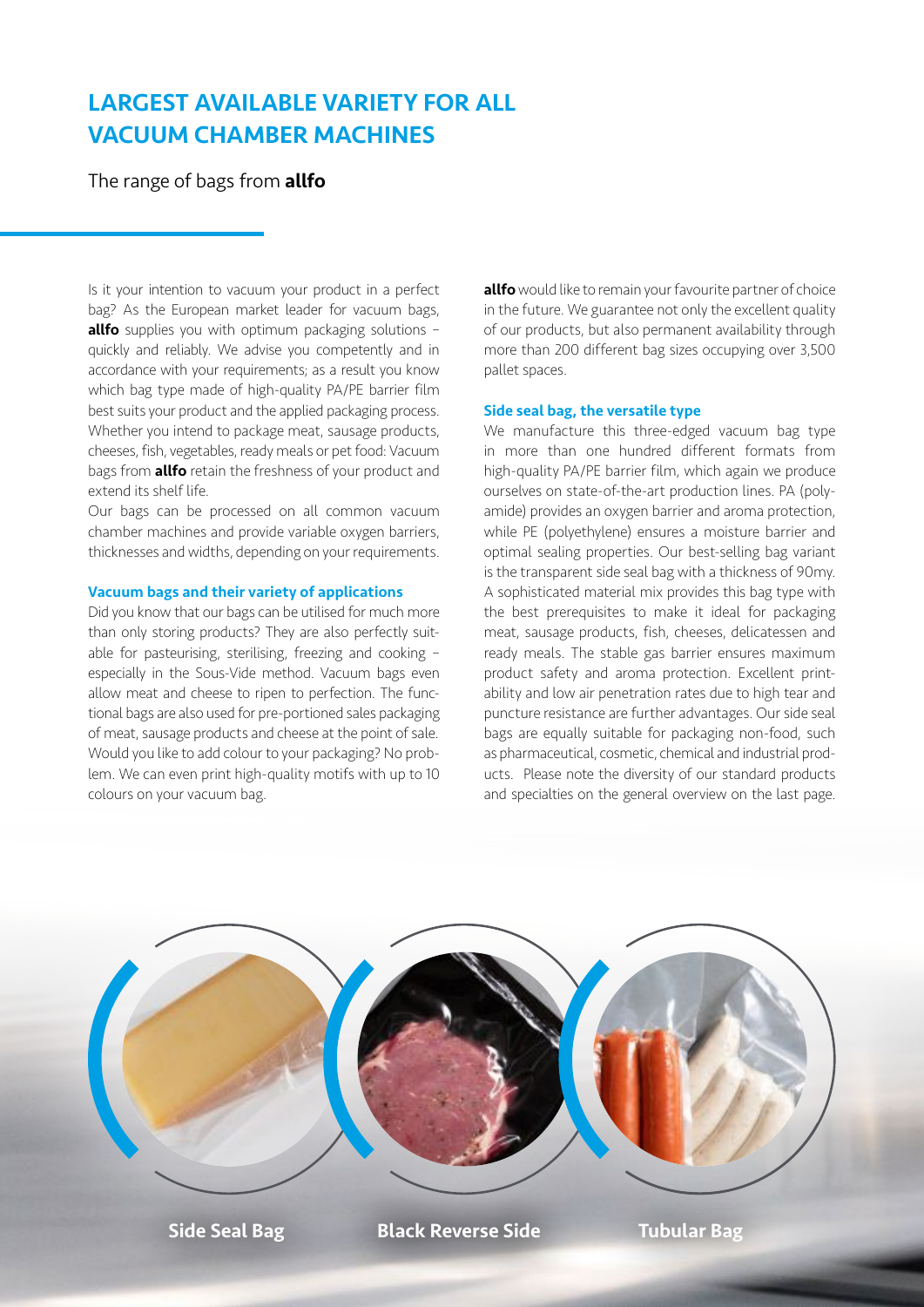# LARGEST AVAILABLE VARIETY FOR ALL VACUUM CHAMBER MACHINES

The range of bags from **allfo**

Is it your intention to vacuum your product in a perfect bag? As the European market leader for vacuum bags, **allfo** supplies you with optimum packaging solutions – quickly and reliably. We advise you competently and in accordance with your requirements; as a result you know which bag type made of high-quality PA/PE barrier film best suits your product and the applied packaging process. Whether you intend to package meat, sausage products, cheeses, fish, vegetables, ready meals or pet food: Vacuum bags from **allfo** retain the freshness of your product and extend its shelf life.
Our bags can be processed on all common vacuum chamber machines and provide variable oxygen barriers, thicknesses and widths, depending on your requirements.

### Vacuum bags and their variety of applications

Did you know that our bags can be utilised for much more than only storing products? They are also perfectly suitable for pasteurising, sterilising, freezing and cooking – especially in the Sous-Vide method. Vacuum bags even allow meat and cheese to ripen to perfection. The functional bags are also used for pre-portioned sales packaging of meat, sausage products and cheese at the point of sale. Would you like to add colour to your packaging? No problem. We can even print high-quality motifs with up to 10 colours on your vacuum bag.

**allfo** would like to remain your favourite partner of choice in the future. We guarantee not only the excellent quality of our products, but also permanent availability through more than 200 different bag sizes occupying over 3,500 pallet spaces.

### Side seal bag, the versatile type

We manufacture this three-edged vacuum bag type in more than one hundred different formats from high-quality PA/PE barrier film, which again we produce ourselves on state-of-the-art production lines. PA (polyamide) provides an oxygen barrier and aroma protection, while PE (polyethylene) ensures a moisture barrier and optimal sealing properties. Our best-selling bag variant is the transparent side seal bag with a thickness of 90my. A sophisticated material mix provides this bag type with the best prerequisites to make it ideal for packaging meat, sausage products, fish, cheeses, delicatessen and ready meals. The stable gas barrier ensures maximum product safety and aroma protection. Excellent printability and low air penetration rates due to high tear and puncture resistance are further advantages. Our side seal bags are equally suitable for packaging non-food, such as pharmaceutical, cosmetic, chemical and industrial products. Please note the diversity of our standard products and specialties on the general overview on the last page.

Side Seal Bag

Black Reverse Side

Tubular Bag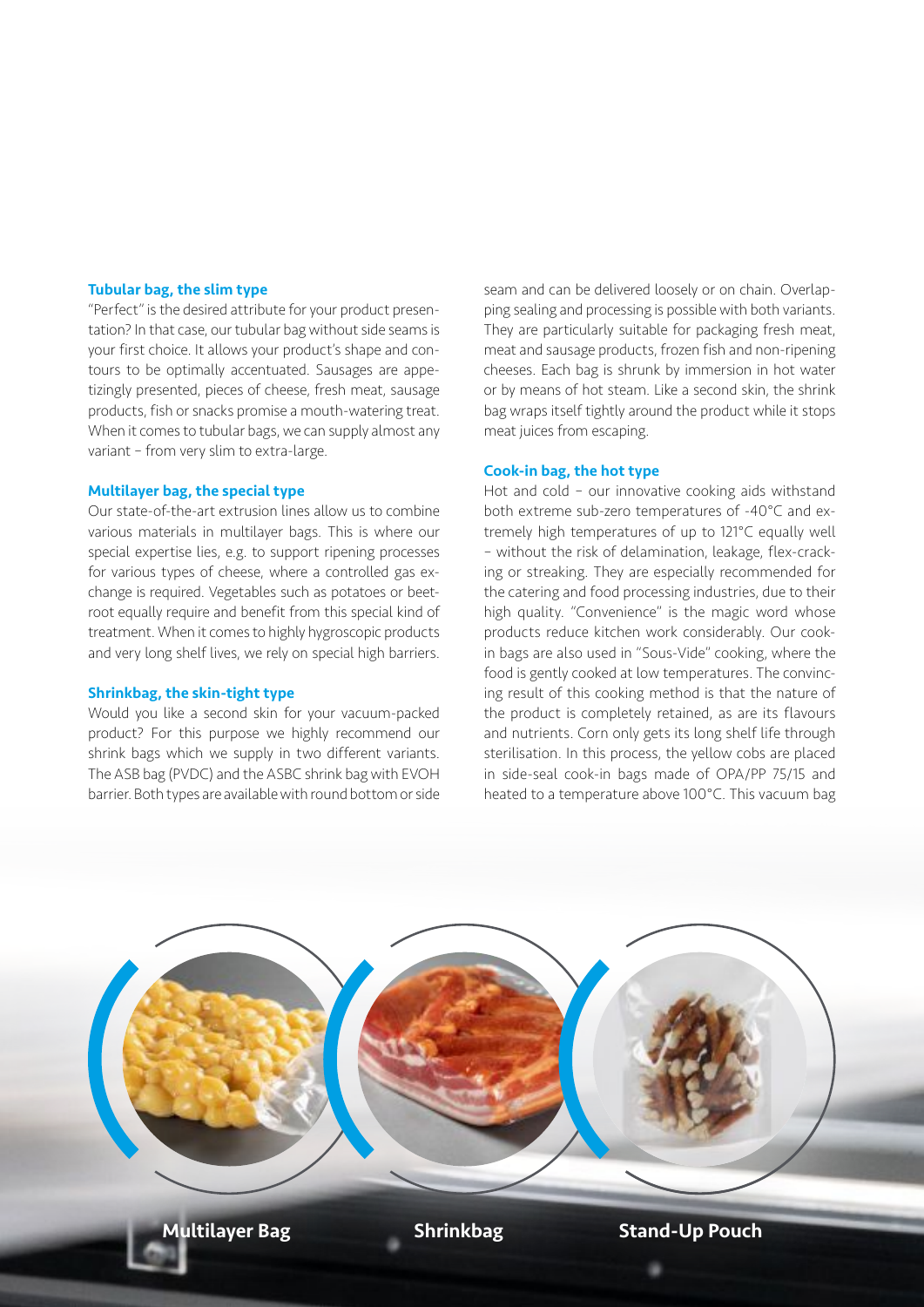### Tubular bag, the slim type

"Perfect" is the desired attribute for your product presentation? In that case, our tubular bag without side seams is your first choice. It allows your product's shape and contours to be optimally accentuated. Sausages are appetizingly presented, pieces of cheese, fresh meat, sausage products, fish or snacks promise a mouth-watering treat. When it comes to tubular bags, we can supply almost any variant – from very slim to extra-large.

### Multilayer bag, the special type

Our state-of-the-art extrusion lines allow us to combine various materials in multilayer bags. This is where our special expertise lies, e.g. to support ripening processes for various types of cheese, where a controlled gas exchange is required. Vegetables such as potatoes or beetroot equally require and benefit from this special kind of treatment. When it comes to highly hygroscopic products and very long shelf lives, we rely on special high barriers.

### Shrinkbag, the skin-tight type

Would you like a second skin for your vacuum-packed product? For this purpose we highly recommend our shrink bags which we supply in two different variants. The ASB bag (PVDC) and the ASBC shrink bag with EVOH barrier. Both types are available with round bottom or side seam and can be delivered loosely or on chain. Overlapping sealing and processing is possible with both variants. They are particularly suitable for packaging fresh meat, meat and sausage products, frozen fish and non-ripening cheeses. Each bag is shrunk by immersion in hot water or by means of hot steam. Like a second skin, the shrink bag wraps itself tightly around the product while it stops meat juices from escaping.

### Cook-in bag, the hot type

Hot and cold – our innovative cooking aids withstand both extreme sub-zero temperatures of -40°C and extremely high temperatures of up to 121°C equally well – without the risk of delamination, leakage, flex-cracking or streaking. They are especially recommended for the catering and food processing industries, due to their high quality. "Convenience" is the magic word whose products reduce kitchen work considerably. Our cook-in bags are also used in "Sous-Vide" cooking, where the food is gently cooked at low temperatures. The convincing result of this cooking method is that the nature of the product is completely retained, as are its flavours and nutrients. Corn only gets its long shelf life through sterilisation. In this process, the yellow cobs are placed in side-seal cook-in bags made of OPA/PP 75/15 and heated to a temperature above 100°C. This vacuum bag

**Multilayer Bag**

**Shrinkbag**

**Stand-Up Pouch**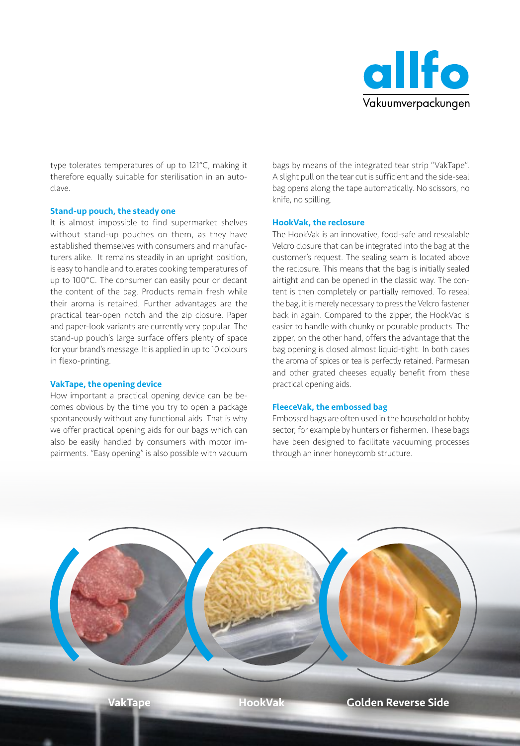type tolerates temperatures of up to 121°C, making it therefore equally suitable for sterilisation in an autoclave.

### Stand-up pouch, the steady one

It is almost impossible to find supermarket shelves without stand-up pouches on them, as they have established themselves with consumers and manufacturers alike. It remains steadily in an upright position, is easy to handle and tolerates cooking temperatures of up to 100°C. The consumer can easily pour or decant the content of the bag. Products remain fresh while their aroma is retained. Further advantages are the practical tear-open notch and the zip closure. Paper and paper-look variants are currently very popular. The stand-up pouch's large surface offers plenty of space for your brand's message. It is applied in up to 10 colours in flexo-printing.

### VakTape, the opening device

How important a practical opening device can be becomes obvious by the time you try to open a package spontaneously without any functional aids. That is why we offer practical opening aids for our bags which can also be easily handled by consumers with motor impairments. "Easy opening" is also possible with vacuum bags by means of the integrated tear strip "VakTape". A slight pull on the tear cut is sufficient and the side-seal bag opens along the tape automatically. No scissors, no knife, no spilling.

### HookVak, the reclosure

The HookVak is an innovative, food-safe and resealable Velcro closure that can be integrated into the bag at the customer's request. The sealing seam is located above the reclosure. This means that the bag is initially sealed airtight and can be opened in the classic way. The content is then completely or partially removed. To reseal the bag, it is merely necessary to press the Velcro fastener back in again. Compared to the zipper, the HookVac is easier to handle with chunky or pourable products. The zipper, on the other hand, offers the advantage that the bag opening is closed almost liquid-tight. In both cases the aroma of spices or tea is perfectly retained. Parmesan and other grated cheeses equally benefit from these practical opening aids.

### FleeceVak, the embossed bag

Embossed bags are often used in the household or hobby sector, for example by hunters or fishermen. These bags have been designed to facilitate vacuuming processes through an inner honeycomb structure.

VakTape

HookVak

Golden Reverse Side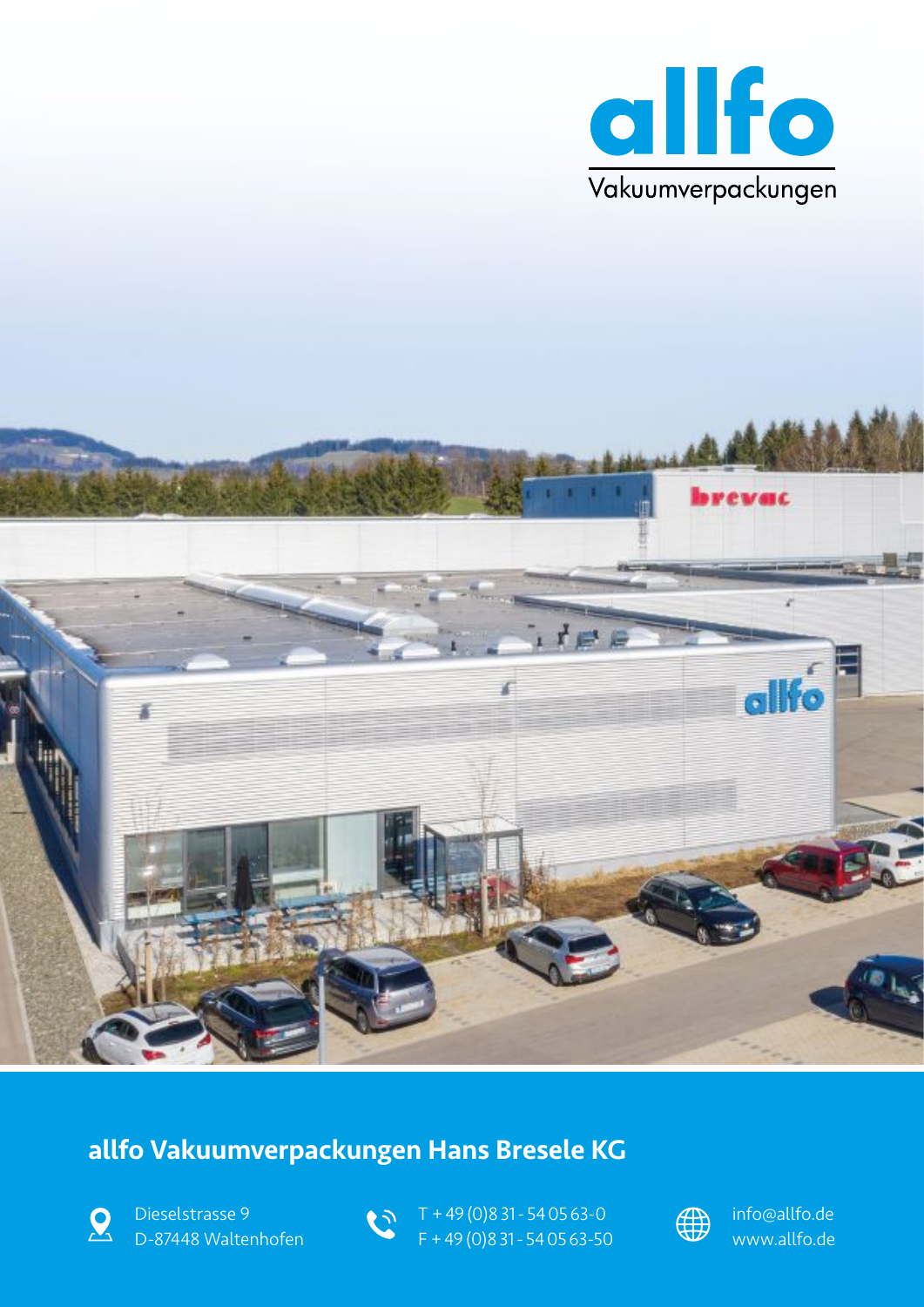allfo

Vakuumverpackungen

## allfo Vakuumverpackungen Hans Bresele KG

Dieselstrasse 9
D-87448 Waltenhofen

T + 49 (0)8 31 - 54 05 63-0
F + 49 (0)8 31 - 54 05 63-50

info@allfo.de
www.allfo.de